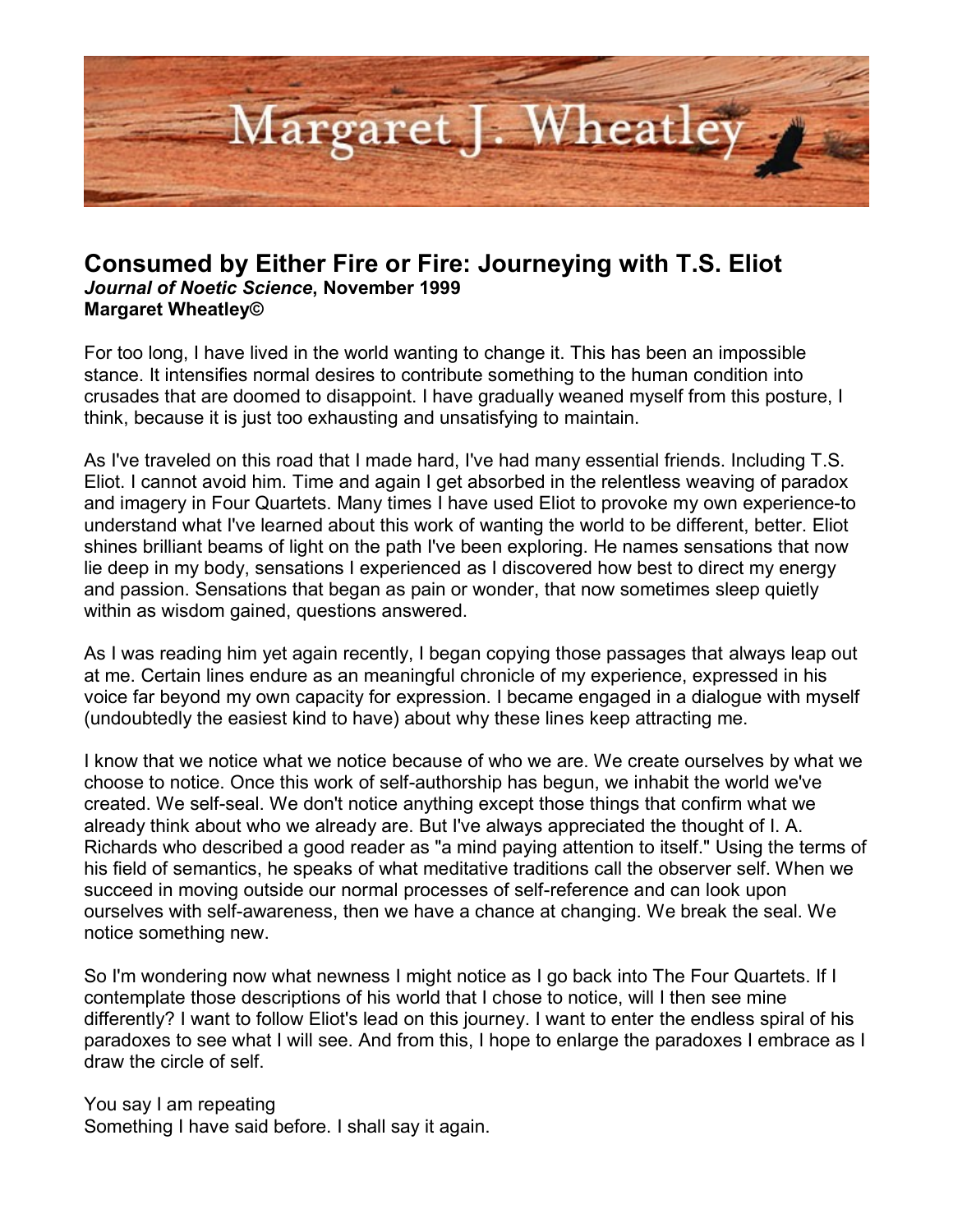# Margaret J. Wheatley

## Consumed by Either Fire or Fire: Journeying with T.S. Eliot

***Journal of Noetic Science*, November 1999**
**Margaret Wheatley©**

For too long, I have lived in the world wanting to change it. This has been an impossible stance. It intensifies normal desires to contribute something to the human condition into crusades that are doomed to disappoint. I have gradually weaned myself from this posture, I think, because it is just too exhausting and unsatisfying to maintain.

As I've traveled on this road that I made hard, I've had many essential friends. Including T.S. Eliot. I cannot avoid him. Time and again I get absorbed in the relentless weaving of paradox and imagery in Four Quartets. Many times I have used Eliot to provoke my own experience-to understand what I've learned about this work of wanting the world to be different, better. Eliot shines brilliant beams of light on the path I've been exploring. He names sensations that now lie deep in my body, sensations I experienced as I discovered how best to direct my energy and passion. Sensations that began as pain or wonder, that now sometimes sleep quietly within as wisdom gained, questions answered.

As I was reading him yet again recently, I began copying those passages that always leap out at me. Certain lines endure as an meaningful chronicle of my experience, expressed in his voice far beyond my own capacity for expression. I became engaged in a dialogue with myself (undoubtedly the easiest kind to have) about why these lines keep attracting me.

I know that we notice what we notice because of who we are. We create ourselves by what we choose to notice. Once this work of self-authorship has begun, we inhabit the world we've created. We self-seal. We don't notice anything except those things that confirm what we already think about who we already are. But I've always appreciated the thought of I. A. Richards who described a good reader as "a mind paying attention to itself." Using the terms of his field of semantics, he speaks of what meditative traditions call the observer self. When we succeed in moving outside our normal processes of self-reference and can look upon ourselves with self-awareness, then we have a chance at changing. We break the seal. We notice something new.

So I'm wondering now what newness I might notice as I go back into The Four Quartets. If I contemplate those descriptions of his world that I chose to notice, will I then see mine differently? I want to follow Eliot's lead on this journey. I want to enter the endless spiral of his paradoxes to see what I will see. And from this, I hope to enlarge the paradoxes I embrace as I draw the circle of self.

You say I am repeating
Something I have said before. I shall say it again.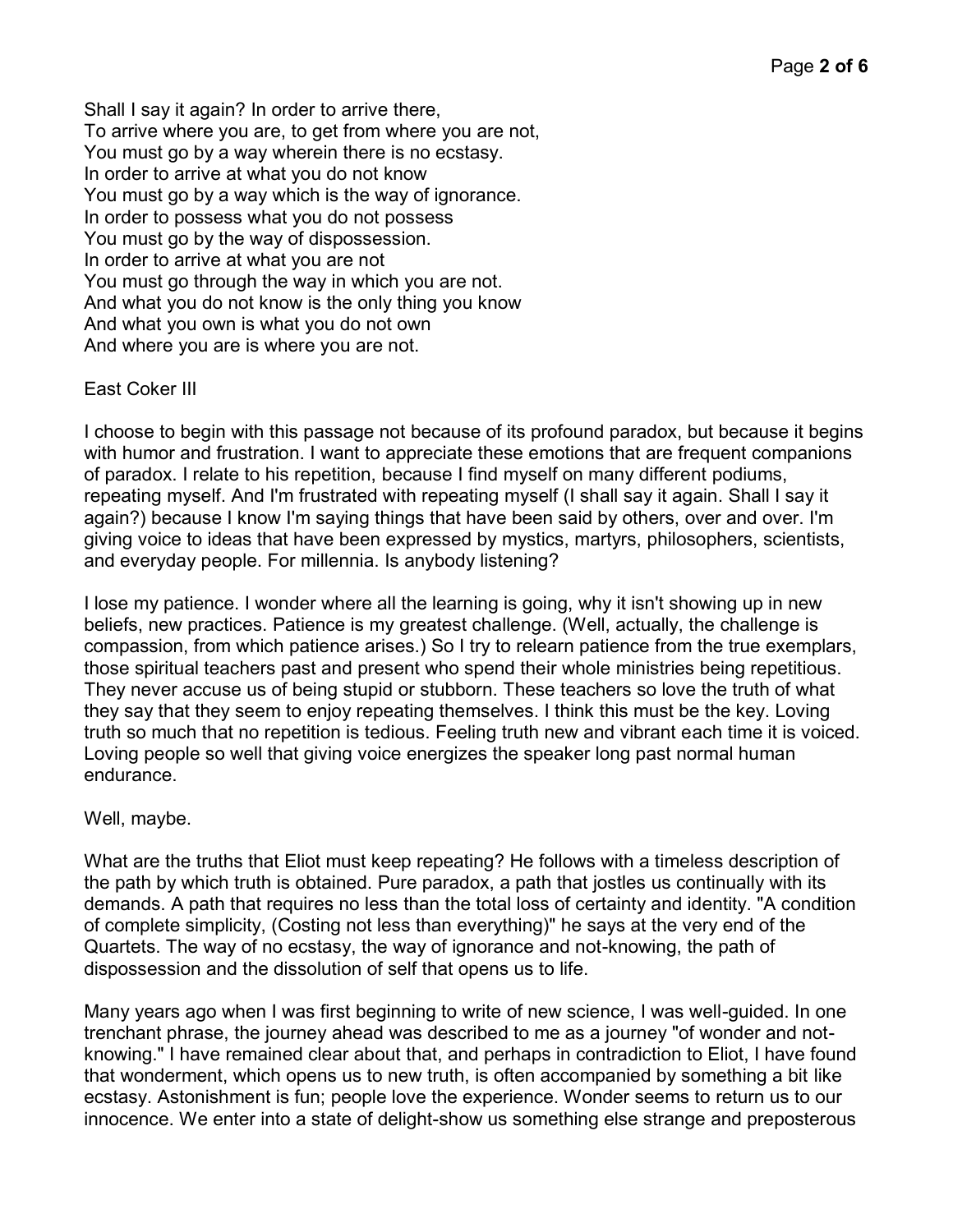Shall I say it again? In order to arrive there,  
To arrive where you are, to get from where you are not,  
You must go by a way wherein there is no ecstasy.  
In order to arrive at what you do not know  
You must go by a way which is the way of ignorance.  
In order to possess what you do not possess  
You must go by the way of dispossession.  
In order to arrive at what you are not  
You must go through the way in which you are not.  
And what you do not know is the only thing you know  
And what you own is what you do not own  
And where you are is where you are not.

East Coker III

I choose to begin with this passage not because of its profound paradox, but because it begins with humor and frustration. I want to appreciate these emotions that are frequent companions of paradox. I relate to his repetition, because I find myself on many different podiums, repeating myself. And I'm frustrated with repeating myself (I shall say it again. Shall I say it again?) because I know I'm saying things that have been said by others, over and over. I'm giving voice to ideas that have been expressed by mystics, martyrs, philosophers, scientists, and everyday people. For millennia. Is anybody listening?

I lose my patience. I wonder where all the learning is going, why it isn't showing up in new beliefs, new practices. Patience is my greatest challenge. (Well, actually, the challenge is compassion, from which patience arises.) So I try to relearn patience from the true exemplars, those spiritual teachers past and present who spend their whole ministries being repetitious. They never accuse us of being stupid or stubborn. These teachers so love the truth of what they say that they seem to enjoy repeating themselves. I think this must be the key. Loving truth so much that no repetition is tedious. Feeling truth new and vibrant each time it is voiced. Loving people so well that giving voice energizes the speaker long past normal human endurance.

Well, maybe.

What are the truths that Eliot must keep repeating? He follows with a timeless description of the path by which truth is obtained. Pure paradox, a path that jostles us continually with its demands. A path that requires no less than the total loss of certainty and identity. "A condition of complete simplicity, (Costing not less than everything)" he says at the very end of the Quartets. The way of no ecstasy, the way of ignorance and not-knowing, the path of dispossession and the dissolution of self that opens us to life.

Many years ago when I was first beginning to write of new science, I was well-guided. In one trenchant phrase, the journey ahead was described to me as a journey "of wonder and not-knowing." I have remained clear about that, and perhaps in contradiction to Eliot, I have found that wonderment, which opens us to new truth, is often accompanied by something a bit like ecstasy. Astonishment is fun; people love the experience. Wonder seems to return us to our innocence. We enter into a state of delight-show us something else strange and preposterous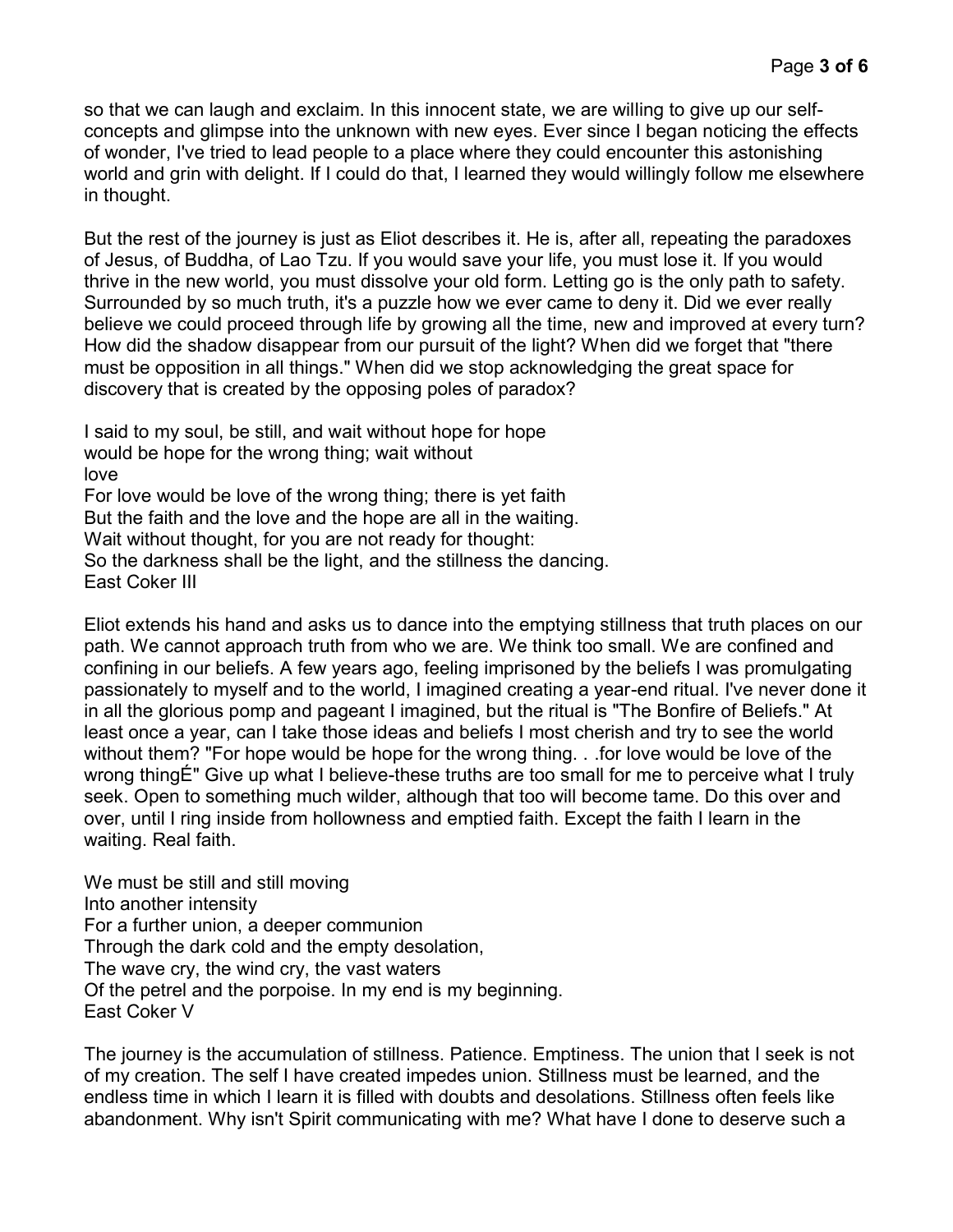so that we can laugh and exclaim. In this innocent state, we are willing to give up our self-concepts and glimpse into the unknown with new eyes. Ever since I began noticing the effects of wonder, I've tried to lead people to a place where they could encounter this astonishing world and grin with delight. If I could do that, I learned they would willingly follow me elsewhere in thought.

But the rest of the journey is just as Eliot describes it. He is, after all, repeating the paradoxes of Jesus, of Buddha, of Lao Tzu. If you would save your life, you must lose it. If you would thrive in the new world, you must dissolve your old form. Letting go is the only path to safety. Surrounded by so much truth, it's a puzzle how we ever came to deny it. Did we ever really believe we could proceed through life by growing all the time, new and improved at every turn? How did the shadow disappear from our pursuit of the light? When did we forget that "there must be opposition in all things." When did we stop acknowledging the great space for discovery that is created by the opposing poles of paradox?

I said to my soul, be still, and wait without hope for hope  
would be hope for the wrong thing; wait without  
love  
For love would be love of the wrong thing; there is yet faith  
But the faith and the love and the hope are all in the waiting.  
Wait without thought, for you are not ready for thought:  
So the darkness shall be the light, and the stillness the dancing.  
East Coker III

Eliot extends his hand and asks us to dance into the emptying stillness that truth places on our path. We cannot approach truth from who we are. We think too small. We are confined and confining in our beliefs. A few years ago, feeling imprisoned by the beliefs I was promulgating passionately to myself and to the world, I imagined creating a year-end ritual. I've never done it in all the glorious pomp and pageant I imagined, but the ritual is "The Bonfire of Beliefs." At least once a year, can I take those ideas and beliefs I most cherish and try to see the world without them? "For hope would be hope for the wrong thing. . .for love would be love of the wrong thingÉ" Give up what I believe-these truths are too small for me to perceive what I truly seek. Open to something much wilder, although that too will become tame. Do this over and over, until I ring inside from hollowness and emptied faith. Except the faith I learn in the waiting. Real faith.

We must be still and still moving  
Into another intensity  
For a further union, a deeper communion  
Through the dark cold and the empty desolation,  
The wave cry, the wind cry, the vast waters  
Of the petrel and the porpoise. In my end is my beginning.  
East Coker V

The journey is the accumulation of stillness. Patience. Emptiness. The union that I seek is not of my creation. The self I have created impedes union. Stillness must be learned, and the endless time in which I learn it is filled with doubts and desolations. Stillness often feels like abandonment. Why isn't Spirit communicating with me? What have I done to deserve such a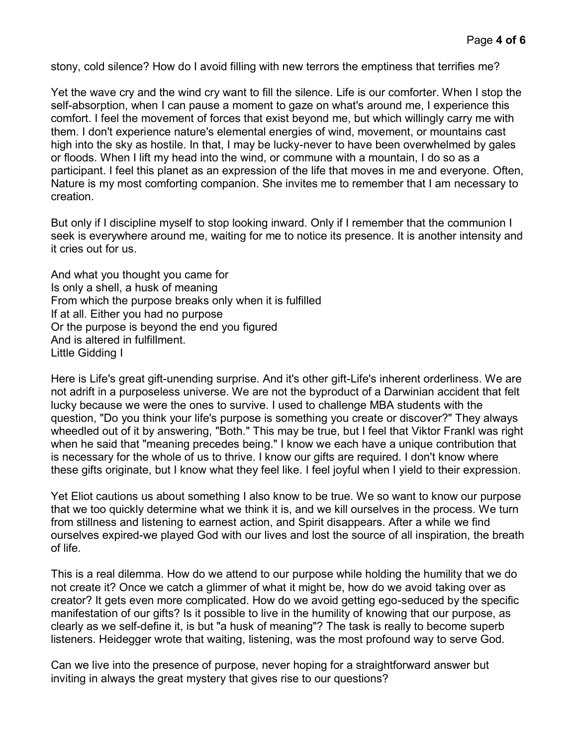stony, cold silence? How do I avoid filling with new terrors the emptiness that terrifies me?

Yet the wave cry and the wind cry want to fill the silence. Life is our comforter. When I stop the self-absorption, when I can pause a moment to gaze on what's around me, I experience this comfort. I feel the movement of forces that exist beyond me, but which willingly carry me with them. I don't experience nature's elemental energies of wind, movement, or mountains cast high into the sky as hostile. In that, I may be lucky-never to have been overwhelmed by gales or floods. When I lift my head into the wind, or commune with a mountain, I do so as a participant. I feel this planet as an expression of the life that moves in me and everyone. Often, Nature is my most comforting companion. She invites me to remember that I am necessary to creation.

But only if I discipline myself to stop looking inward. Only if I remember that the communion I seek is everywhere around me, waiting for me to notice its presence. It is another intensity and it cries out for us.

And what you thought you came for  
Is only a shell, a husk of meaning  
From which the purpose breaks only when it is fulfilled  
If at all. Either you had no purpose  
Or the purpose is beyond the end you figured  
And is altered in fulfillment.  
Little Gidding I

Here is Life's great gift-unending surprise. And it's other gift-Life's inherent orderliness. We are not adrift in a purposeless universe. We are not the byproduct of a Darwinian accident that felt lucky because we were the ones to survive. I used to challenge MBA students with the question, "Do you think your life's purpose is something you create or discover?" They always wheedled out of it by answering, "Both." This may be true, but I feel that Viktor Frankl was right when he said that "meaning precedes being." I know we each have a unique contribution that is necessary for the whole of us to thrive. I know our gifts are required. I don't know where these gifts originate, but I know what they feel like. I feel joyful when I yield to their expression.

Yet Eliot cautions us about something I also know to be true. We so want to know our purpose that we too quickly determine what we think it is, and we kill ourselves in the process. We turn from stillness and listening to earnest action, and Spirit disappears. After a while we find ourselves expired-we played God with our lives and lost the source of all inspiration, the breath of life.

This is a real dilemma. How do we attend to our purpose while holding the humility that we do not create it? Once we catch a glimmer of what it might be, how do we avoid taking over as creator? It gets even more complicated. How do we avoid getting ego-seduced by the specific manifestation of our gifts? Is it possible to live in the humility of knowing that our purpose, as clearly as we self-define it, is but "a husk of meaning"? The task is really to become superb listeners. Heidegger wrote that waiting, listening, was the most profound way to serve God.

Can we live into the presence of purpose, never hoping for a straightforward answer but inviting in always the great mystery that gives rise to our questions?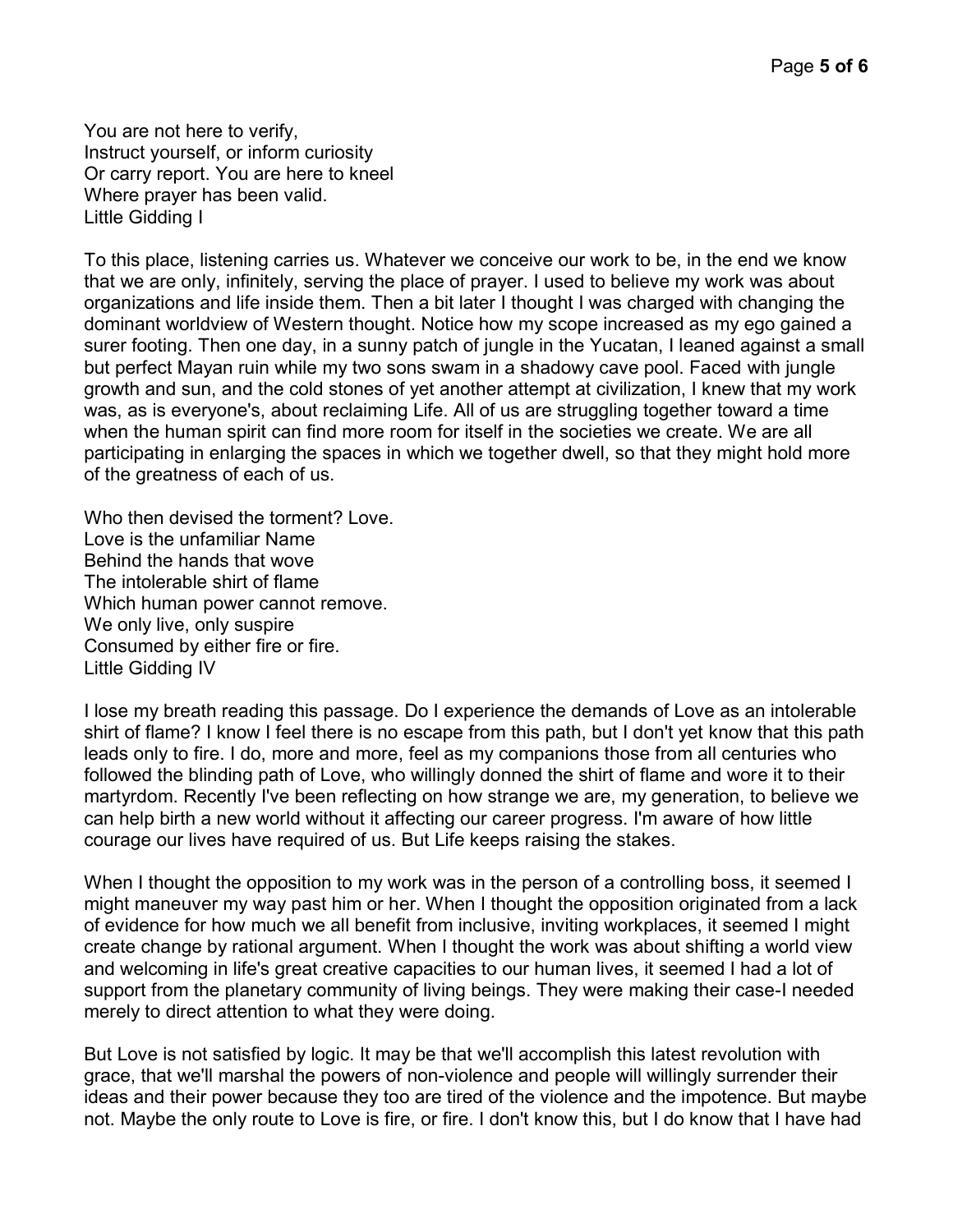You are not here to verify,  
Instruct yourself, or inform curiosity  
Or carry report. You are here to kneel  
Where prayer has been valid.  
Little Gidding I

To this place, listening carries us. Whatever we conceive our work to be, in the end we know that we are only, infinitely, serving the place of prayer. I used to believe my work was about organizations and life inside them. Then a bit later I thought I was charged with changing the dominant worldview of Western thought. Notice how my scope increased as my ego gained a surer footing. Then one day, in a sunny patch of jungle in the Yucatan, I leaned against a small but perfect Mayan ruin while my two sons swam in a shadowy cave pool. Faced with jungle growth and sun, and the cold stones of yet another attempt at civilization, I knew that my work was, as is everyone's, about reclaiming Life. All of us are struggling together toward a time when the human spirit can find more room for itself in the societies we create. We are all participating in enlarging the spaces in which we together dwell, so that they might hold more of the greatness of each of us.

Who then devised the torment? Love.  
Love is the unfamiliar Name  
Behind the hands that wove  
The intolerable shirt of flame  
Which human power cannot remove.  
We only live, only suspire  
Consumed by either fire or fire.  
Little Gidding IV

I lose my breath reading this passage. Do I experience the demands of Love as an intolerable shirt of flame? I know I feel there is no escape from this path, but I don't yet know that this path leads only to fire. I do, more and more, feel as my companions those from all centuries who followed the blinding path of Love, who willingly donned the shirt of flame and wore it to their martyrdom. Recently I've been reflecting on how strange we are, my generation, to believe we can help birth a new world without it affecting our career progress. I'm aware of how little courage our lives have required of us. But Life keeps raising the stakes.

When I thought the opposition to my work was in the person of a controlling boss, it seemed I might maneuver my way past him or her. When I thought the opposition originated from a lack of evidence for how much we all benefit from inclusive, inviting workplaces, it seemed I might create change by rational argument. When I thought the work was about shifting a world view and welcoming in life's great creative capacities to our human lives, it seemed I had a lot of support from the planetary community of living beings. They were making their case-I needed merely to direct attention to what they were doing.

But Love is not satisfied by logic. It may be that we'll accomplish this latest revolution with grace, that we'll marshal the powers of non-violence and people will willingly surrender their ideas and their power because they too are tired of the violence and the impotence. But maybe not. Maybe the only route to Love is fire, or fire. I don't know this, but I do know that I have had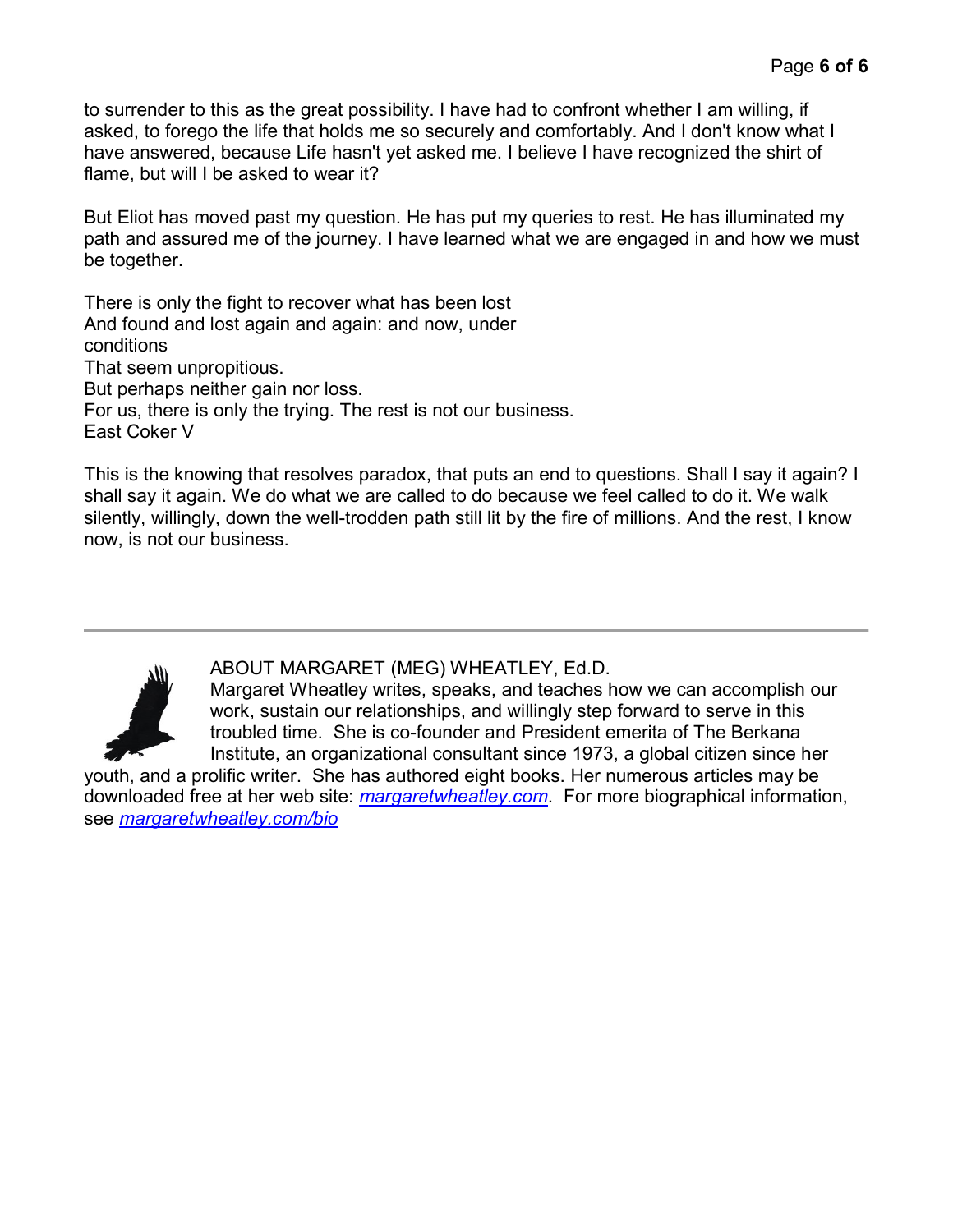to surrender to this as the great possibility. I have had to confront whether I am willing, if asked, to forego the life that holds me so securely and comfortably. And I don't know what I have answered, because Life hasn't yet asked me. I believe I have recognized the shirt of flame, but will I be asked to wear it?

But Eliot has moved past my question. He has put my queries to rest. He has illuminated my path and assured me of the journey. I have learned what we are engaged in and how we must be together.

There is only the fight to recover what has been lost  
And found and lost again and again: and now, under  
conditions  
That seem unpropitious.  
But perhaps neither gain nor loss.  
For us, there is only the trying. The rest is not our business.  
East Coker V

This is the knowing that resolves paradox, that puts an end to questions. Shall I say it again? I shall say it again. We do what we are called to do because we feel called to do it. We walk silently, willingly, down the well-trodden path still lit by the fire of millions. And the rest, I know now, is not our business.

---

ABOUT MARGARET (MEG) WHEATLEY, Ed.D.  
Margaret Wheatley writes, speaks, and teaches how we can accomplish our work, sustain our relationships, and willingly step forward to serve in this troubled time. She is co-founder and President emerita of The Berkana Institute, an organizational consultant since 1973, a global citizen since her youth, and a prolific writer. She has authored eight books. Her numerous articles may be downloaded free at her web site: *margaretwheatley.com*. For more biographical information, see *margaretwheatley.com/bio*